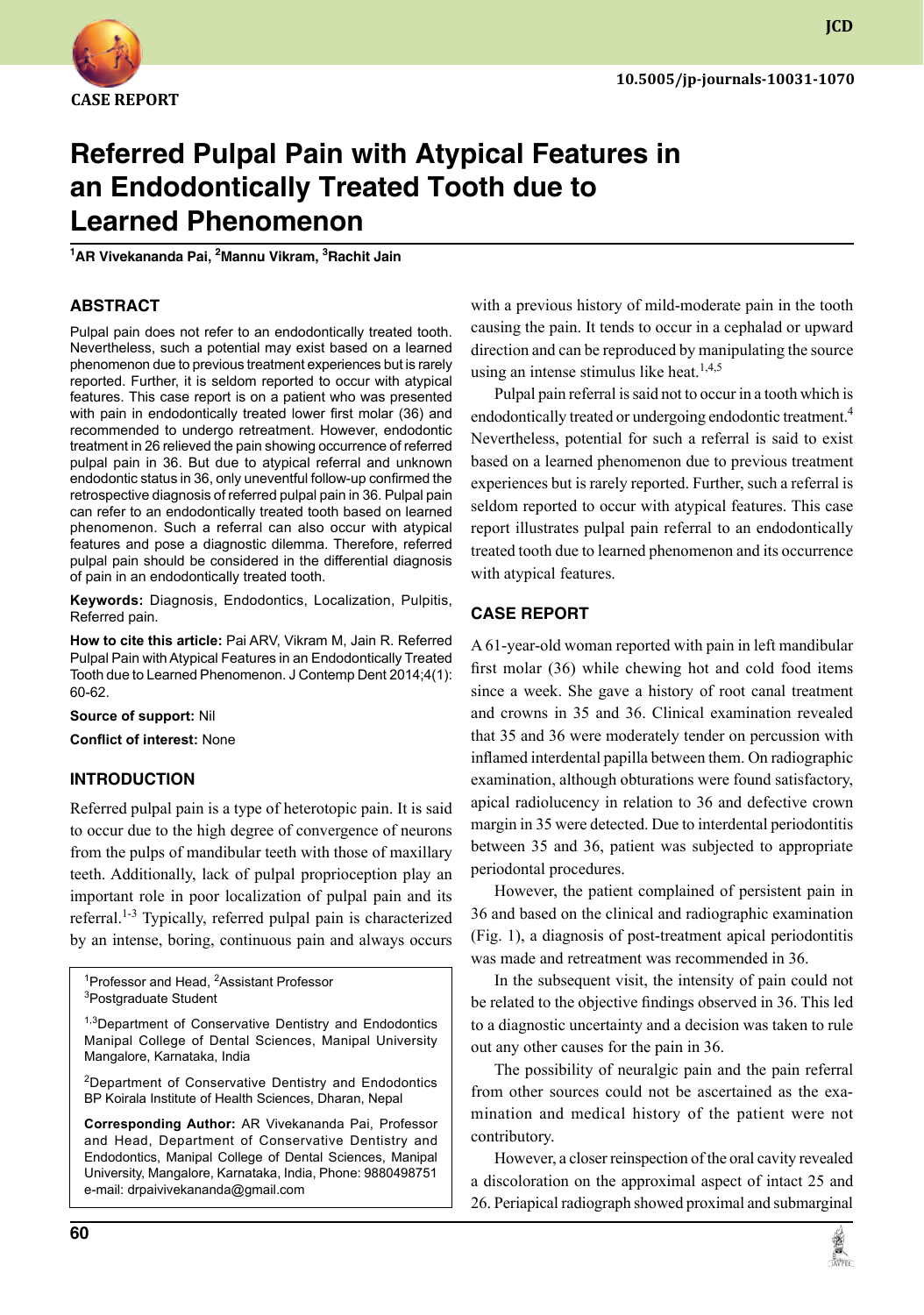CASE REPORT

10.5005/jp-journals-10031-1070

# Referred Pulpal Pain with Atypical Features in an Endodontically Treated Tooth due to Learned Phenomenon

[1]AR Vivekananda Pai, [2]Mannu Vikram, [3]Rachit Jain

## ABSTRACT

Pulpal pain does not refer to an endodontically treated tooth. Nevertheless, such a potential may exist based on a learned phenomenon due to previous treatment experiences but is rarely reported. Further, it is seldom reported to occur with atypical features. This case report is on a patient who was presented with pain in endodontically treated lower first molar (36) and recommended to undergo retreatment. However, endodontic treatment in 26 relieved the pain showing occurrence of referred pulpal pain in 36. But due to atypical referral and unknown endodontic status in 36, only uneventful follow-up confirmed the retrospective diagnosis of referred pulpal pain in 36. Pulpal pain can refer to an endodontically treated tooth based on learned phenomenon. Such a referral can also occur with atypical features and pose a diagnostic dilemma. Therefore, referred pulpal pain should be considered in the differential diagnosis of pain in an endodontically treated tooth.

**Keywords:** Diagnosis, Endodontics, Localization, Pulpitis, Referred pain.

**How to cite this article:** Pai ARV, Vikram M, Jain R. Referred Pulpal Pain with Atypical Features in an Endodontically Treated Tooth due to Learned Phenomenon. J Contemp Dent 2014;4(1): 60-62.

**Source of support:** Nil

**Conflict of interest:** None

## INTRODUCTION

Referred pulpal pain is a type of heterotopic pain. It is said to occur due to the high degree of convergence of neurons from the pulps of mandibular teeth with those of maxillary teeth. Additionally, lack of pulpal proprioception play an important role in poor localization of pulpal pain and its referral.[1-3] Typically, referred pulpal pain is characterized by an intense, boring, continuous pain and always occurs with a previous history of mild-moderate pain in the tooth causing the pain. It tends to occur in a cephalad or upward direction and can be reproduced by manipulating the source using an intense stimulus like heat.[1,4,5]

Pulpal pain referral is said not to occur in a tooth which is endodontically treated or undergoing endodontic treatment.[4] Nevertheless, potential for such a referral is said to exist based on a learned phenomenon due to previous treatment experiences but is rarely reported. Further, such a referral is seldom reported to occur with atypical features. This case report illustrates pulpal pain referral to an endodontically treated tooth due to learned phenomenon and its occurrence with atypical features.

## CASE REPORT

A 61-year-old woman reported with pain in left mandibular first molar (36) while chewing hot and cold food items since a week. She gave a history of root canal treatment and crowns in 35 and 36. Clinical examination revealed that 35 and 36 were moderately tender on percussion with inflamed interdental papilla between them. On radiographic examination, although obturations were found satisfactory, apical radiolucency in relation to 36 and defective crown margin in 35 were detected. Due to interdental periodontitis between 35 and 36, patient was subjected to appropriate periodontal procedures.

However, the patient complained of persistent pain in 36 and based on the clinical and radiographic examination (Fig. 1), a diagnosis of post-treatment apical periodontitis was made and retreatment was recommended in 36.

In the subsequent visit, the intensity of pain could not be related to the objective findings observed in 36. This led to a diagnostic uncertainty and a decision was taken to rule out any other causes for the pain in 36.

The possibility of neuralgic pain and the pain referral from other sources could not be ascertained as the examination and medical history of the patient were not contributory.

However, a closer reinspection of the oral cavity revealed a discoloration on the approximal aspect of intact 25 and 26. Periapical radiograph showed proximal and submarginal

---

[1]Professor and Head, [2]Assistant Professor
[3]Postgraduate Student

[1,3]Department of Conservative Dentistry and Endodontics Manipal College of Dental Sciences, Manipal University Mangalore, Karnataka, India

[2]Department of Conservative Dentistry and Endodontics BP Koirala Institute of Health Sciences, Dharan, Nepal

**Corresponding Author:** AR Vivekananda Pai, Professor and Head, Department of Conservative Dentistry and Endodontics, Manipal College of Dental Sciences, Manipal University, Mangalore, Karnataka, India, Phone: 9880498751 e-mail: drpaivivekananda@gmail.com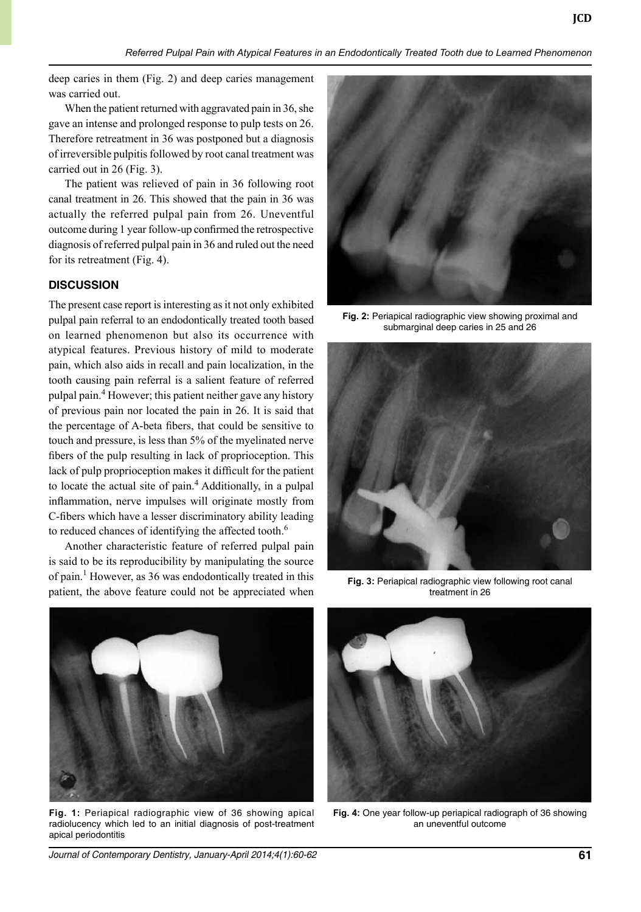deep caries in them (Fig. 2) and deep caries management was carried out.

When the patient returned with aggravated pain in 36, she gave an intense and prolonged response to pulp tests on 26. Therefore retreatment in 36 was postponed but a diagnosis of irreversible pulpitis followed by root canal treatment was carried out in 26 (Fig. 3).

The patient was relieved of pain in 36 following root canal treatment in 26. This showed that the pain in 36 was actually the referred pulpal pain from 26. Uneventful outcome during 1 year follow-up confirmed the retrospective diagnosis of referred pulpal pain in 36 and ruled out the need for its retreatment (Fig. 4).

## DISCUSSION

The present case report is interesting as it not only exhibited pulpal pain referral to an endodontically treated tooth based on learned phenomenon but also its occurrence with atypical features. Previous history of mild to moderate pain, which also aids in recall and pain localization, in the tooth causing pain referral is a salient feature of referred pulpal pain.[4] However; this patient neither gave any history of previous pain nor located the pain in 26. It is said that the percentage of A-beta fibers, that could be sensitive to touch and pressure, is less than 5% of the myelinated nerve fibers of the pulp resulting in lack of proprioception. This lack of pulp proprioception makes it difficult for the patient to locate the actual site of pain.[4] Additionally, in a pulpal inflammation, nerve impulses will originate mostly from C-fibers which have a lesser discriminatory ability leading to reduced chances of identifying the affected tooth.[6]

Another characteristic feature of referred pulpal pain is said to be its reproducibility by manipulating the source of pain.[1] However, as 36 was endodontically treated in this patient, the above feature could not be appreciated when

**Fig. 1:** Periapical radiographic view of 36 showing apical radiolucency which led to an initial diagnosis of post-treatment apical periodontitis

**Fig. 2:** Periapical radiographic view showing proximal and submarginal deep caries in 25 and 26

**Fig. 3:** Periapical radiographic view following root canal treatment in 26

**Fig. 4:** One year follow-up periapical radiograph of 36 showing an uneventful outcome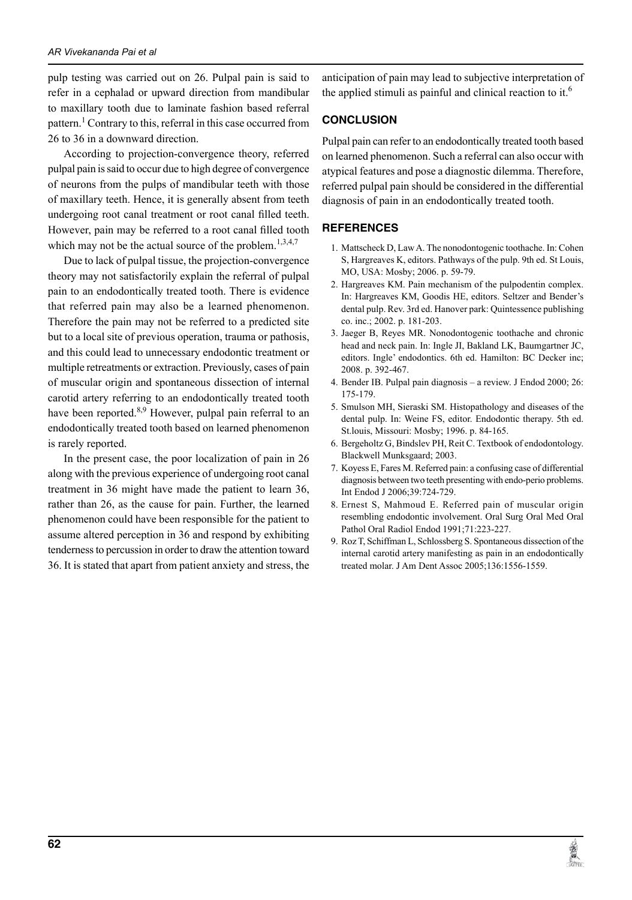pulp testing was carried out on 26. Pulpal pain is said to refer in a cephalad or upward direction from mandibular to maxillary tooth due to laminate fashion based referral pattern.[1] Contrary to this, referral in this case occurred from 26 to 36 in a downward direction.

According to projection-convergence theory, referred pulpal pain is said to occur due to high degree of convergence of neurons from the pulps of mandibular teeth with those of maxillary teeth. Hence, it is generally absent from teeth undergoing root canal treatment or root canal filled teeth. However, pain may be referred to a root canal filled tooth which may not be the actual source of the problem.[1,3,4,7]

Due to lack of pulpal tissue, the projection-convergence theory may not satisfactorily explain the referral of pulpal pain to an endodontically treated tooth. There is evidence that referred pain may also be a learned phenomenon. Therefore the pain may not be referred to a predicted site but to a local site of previous operation, trauma or pathosis, and this could lead to unnecessary endodontic treatment or multiple retreatments or extraction. Previously, cases of pain of muscular origin and spontaneous dissection of internal carotid artery referring to an endodontically treated tooth have been reported.[8,9] However, pulpal pain referral to an endodontically treated tooth based on learned phenomenon is rarely reported.

In the present case, the poor localization of pain in 26 along with the previous experience of undergoing root canal treatment in 36 might have made the patient to learn 36, rather than 26, as the cause for pain. Further, the learned phenomenon could have been responsible for the patient to assume altered perception in 36 and respond by exhibiting tenderness to percussion in order to draw the attention toward 36. It is stated that apart from patient anxiety and stress, the anticipation of pain may lead to subjective interpretation of the applied stimuli as painful and clinical reaction to it.[6]

## CONCLUSION

Pulpal pain can refer to an endodontically treated tooth based on learned phenomenon. Such a referral can also occur with atypical features and pose a diagnostic dilemma. Therefore, referred pulpal pain should be considered in the differential diagnosis of pain in an endodontically treated tooth.

## REFERENCES

1. Mattscheck D, Law A. The nonodontogenic toothache. In: Cohen S, Hargreaves K, editors. Pathways of the pulp. 9th ed. St Louis, MO, USA: Mosby; 2006. p. 59-79.
2. Hargreaves KM. Pain mechanism of the pulpodentin complex. In: Hargreaves KM, Goodis HE, editors. Seltzer and Bender's dental pulp. Rev. 3rd ed. Hanover park: Quintessence publishing co. inc.; 2002. p. 181-203.
3. Jaeger B, Reyes MR. Nonodontogenic toothache and chronic head and neck pain. In: Ingle JI, Bakland LK, Baumgartner JC, editors. Ingle' endodontics. 6th ed. Hamilton: BC Decker inc; 2008. p. 392-467.
4. Bender IB. Pulpal pain diagnosis – a review. J Endod 2000; 26: 175-179.
5. Smulson MH, Sieraski SM. Histopathology and diseases of the dental pulp. In: Weine FS, editor. Endodontic therapy. 5th ed. St.louis, Missouri: Mosby; 1996. p. 84-165.
6. Bergeholtz G, Bindslev PH, Reit C. Textbook of endodontology. Blackwell Munksgaard; 2003.
7. Koyess E, Fares M. Referred pain: a confusing case of differential diagnosis between two teeth presenting with endo-perio problems. Int Endod J 2006;39:724-729.
8. Ernest S, Mahmoud E. Referred pain of muscular origin resembling endodontic involvement. Oral Surg Oral Med Oral Pathol Oral Radiol Endod 1991;71:223-227.
9. Roz T, Schiffman L, Schlossberg S. Spontaneous dissection of the internal carotid artery manifesting as pain in an endodontically treated molar. J Am Dent Assoc 2005;136:1556-1559.